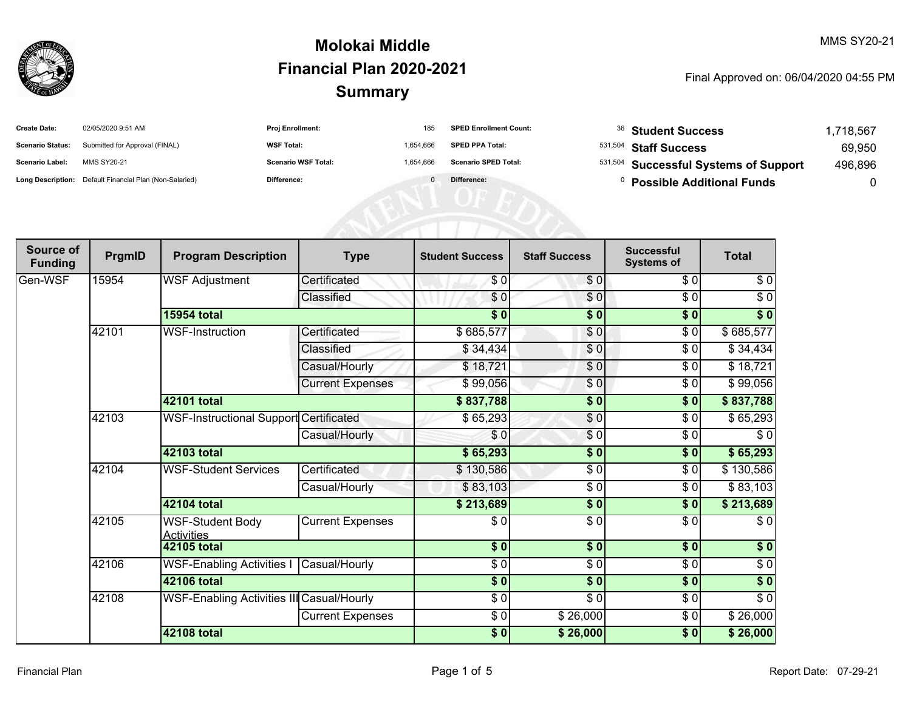# Molokai Middle

## Financial Plan 2020-2021

## Summary

MMS SY20-21

Final Approved on: 06/04/2020 04:55 PM

| | | | | | |
|---|---|---|---|---|---|
| **Create Date:** | 02/05/2020 9:51 AM | **Proj Enrollment:** | 185 | **SPED Enrollment Count:** | 36 |
| **Scenario Status:** | Submitted for Approval (FINAL) | **WSF Total:** | 1,654,666 | **SPED PPA Total:** | 531,504 |
| **Scenario Label:** | MMS SY20-21 | **Scenario WSF Total:** | 1,654,666 | **Scenario SPED Total:** | 531,504 |
| **Long Description:** | Default Financial Plan (Non-Salaried) | **Difference:** | 0 | **Difference:** | 0 |

| | |
|---|---|
| **Student Success** | 1,718,567 |
| **Staff Success** | 69,950 |
| **Successful Systems of Support** | 496,896 |
| **Possible Additional Funds** | 0 |

| Source of Funding | PrgmID | Program Description | Type | Student Success | Staff Success | Successful Systems of | Total |
|---|---|---|---|---|---|---|---|
| Gen-WSF | 15954 | WSF Adjustment | Certificated | $ 0 | $ 0 | $ 0 | $ 0 |
| | | | Classified | $ 0 | $ 0 | $ 0 | $ 0 |
| | | **15954 total** | | **$ 0** | **$ 0** | **$ 0** | **$ 0** |
| | 42101 | WSF-Instruction | Certificated | $ 685,577 | $ 0 | $ 0 | $ 685,577 |
| | | | Classified | $ 34,434 | $ 0 | $ 0 | $ 34,434 |
| | | | Casual/Hourly | $ 18,721 | $ 0 | $ 0 | $ 18,721 |
| | | | Current Expenses | $ 99,056 | $ 0 | $ 0 | $ 99,056 |
| | | **42101 total** | | **$ 837,788** | **$ 0** | **$ 0** | **$ 837,788** |
| | 42103 | WSF-Instructional Support | Certificated | $ 65,293 | $ 0 | $ 0 | $ 65,293 |
| | | | Casual/Hourly | $ 0 | $ 0 | $ 0 | $ 0 |
| | | **42103 total** | | **$ 65,293** | **$ 0** | **$ 0** | **$ 65,293** |
| | 42104 | WSF-Student Services | Certificated | $ 130,586 | $ 0 | $ 0 | $ 130,586 |
| | | | Casual/Hourly | $ 83,103 | $ 0 | $ 0 | $ 83,103 |
| | | **42104 total** | | **$ 213,689** | **$ 0** | **$ 0** | **$ 213,689** |
| | 42105 | WSF-Student Body Activities | Current Expenses | $ 0 | $ 0 | $ 0 | $ 0 |
| | | **42105 total** | | **$ 0** | **$ 0** | **$ 0** | **$ 0** |
| | 42106 | WSF-Enabling Activities I | Casual/Hourly | $ 0 | $ 0 | $ 0 | $ 0 |
| | | **42106 total** | | **$ 0** | **$ 0** | **$ 0** | **$ 0** |
| | 42108 | WSF-Enabling Activities III | Casual/Hourly | $ 0 | $ 0 | $ 0 | $ 0 |
| | | | Current Expenses | $ 0 | $ 26,000 | $ 0 | $ 26,000 |
| | | **42108 total** | | **$ 0** | **$ 26,000** | **$ 0** | **$ 26,000** |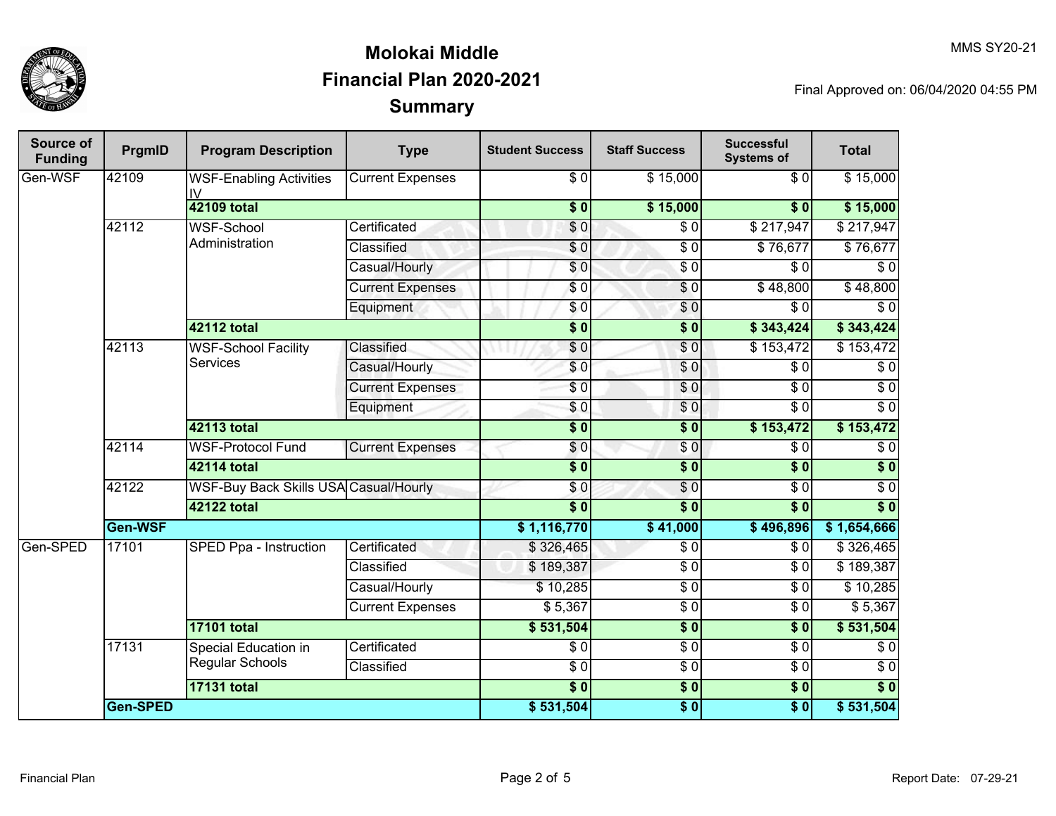# Molokai Middle
## Financial Plan 2020-2021
## Summary

MMS SY20-21

Final Approved on: 06/04/2020 04:55 PM

| Source of Funding | PrgmID | Program Description | Type | Student Success | Staff Success | Successful Systems of | Total |
|---|---|---|---|---|---|---|---|
| Gen-WSF | 42109 | WSF-Enabling Activities IV | Current Expenses | $ 0 | $ 15,000 | $ 0 | $ 15,000 |
| | | **42109 total** | | **$ 0** | **$ 15,000** | **$ 0** | **$ 15,000** |
| | 42112 | WSF-School Administration | Certificated | $ 0 | $ 0 | $ 217,947 | $ 217,947 |
| | | | Classified | $ 0 | $ 0 | $ 76,677 | $ 76,677 |
| | | | Casual/Hourly | $ 0 | $ 0 | $ 0 | $ 0 |
| | | | Current Expenses | $ 0 | $ 0 | $ 48,800 | $ 48,800 |
| | | | Equipment | $ 0 | $ 0 | $ 0 | $ 0 |
| | | **42112 total** | | **$ 0** | **$ 0** | **$ 343,424** | **$ 343,424** |
| | 42113 | WSF-School Facility Services | Classified | $ 0 | $ 0 | $ 153,472 | $ 153,472 |
| | | | Casual/Hourly | $ 0 | $ 0 | $ 0 | $ 0 |
| | | | Current Expenses | $ 0 | $ 0 | $ 0 | $ 0 |
| | | | Equipment | $ 0 | $ 0 | $ 0 | $ 0 |
| | | **42113 total** | | **$ 0** | **$ 0** | **$ 153,472** | **$ 153,472** |
| | 42114 | WSF-Protocol Fund | Current Expenses | $ 0 | $ 0 | $ 0 | $ 0 |
| | | **42114 total** | | **$ 0** | **$ 0** | **$ 0** | **$ 0** |
| | 42122 | WSF-Buy Back Skills USA | Casual/Hourly | $ 0 | $ 0 | $ 0 | $ 0 |
| | | **42122 total** | | **$ 0** | **$ 0** | **$ 0** | **$ 0** |
| | **Gen-WSF** | | | **$ 1,116,770** | **$ 41,000** | **$ 496,896** | **$ 1,654,666** |
| Gen-SPED | 17101 | SPED Ppa - Instruction | Certificated | $ 326,465 | $ 0 | $ 0 | $ 326,465 |
| | | | Classified | $ 189,387 | $ 0 | $ 0 | $ 189,387 |
| | | | Casual/Hourly | $ 10,285 | $ 0 | $ 0 | $ 10,285 |
| | | | Current Expenses | $ 5,367 | $ 0 | $ 0 | $ 5,367 |
| | | **17101 total** | | **$ 531,504** | **$ 0** | **$ 0** | **$ 531,504** |
| | 17131 | Special Education in Regular Schools | Certificated | $ 0 | $ 0 | $ 0 | $ 0 |
| | | | Classified | $ 0 | $ 0 | $ 0 | $ 0 |
| | | **17131 total** | | **$ 0** | **$ 0** | **$ 0** | **$ 0** |
| | **Gen-SPED** | | | **$ 531,504** | **$ 0** | **$ 0** | **$ 531,504** |

Financial Plan

Report Date: 07-29-21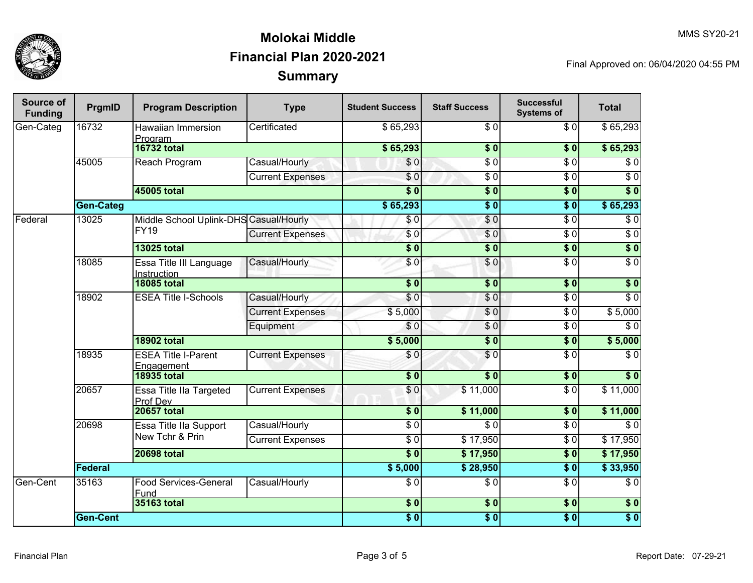# Molokai Middle
## Financial Plan 2020-2021
## Summary

MMS SY20-21

Final Approved on: 06/04/2020 04:55 PM

| Source of Funding | PrgmID | Program Description | Type | Student Success | Staff Success | Successful Systems of | Total |
|---|---|---|---|---|---|---|---|
| Gen-Categ | 16732 | Hawaiian Immersion Program | Certificated | $ 65,293 | $ 0 | $ 0 | $ 65,293 |
| | | **16732 total** | | **$ 65,293** | **$ 0** | **$ 0** | **$ 65,293** |
| | 45005 | Reach Program | Casual/Hourly | $ 0 | $ 0 | $ 0 | $ 0 |
| | | | Current Expenses | $ 0 | $ 0 | $ 0 | $ 0 |
| | | **45005 total** | | **$ 0** | **$ 0** | **$ 0** | **$ 0** |
| | **Gen-Categ** | | | **$ 65,293** | **$ 0** | **$ 0** | **$ 65,293** |
| Federal | 13025 | Middle School Uplink-DHS FY19 | Casual/Hourly | $ 0 | $ 0 | $ 0 | $ 0 |
| | | | Current Expenses | $ 0 | $ 0 | $ 0 | $ 0 |
| | | **13025 total** | | **$ 0** | **$ 0** | **$ 0** | **$ 0** |
| | 18085 | Essa Title III Language Instruction | Casual/Hourly | $ 0 | $ 0 | $ 0 | $ 0 |
| | | **18085 total** | | **$ 0** | **$ 0** | **$ 0** | **$ 0** |
| | 18902 | ESEA Title I-Schools | Casual/Hourly | $ 0 | $ 0 | $ 0 | $ 0 |
| | | | Current Expenses | $ 5,000 | $ 0 | $ 0 | $ 5,000 |
| | | | Equipment | $ 0 | $ 0 | $ 0 | $ 0 |
| | | **18902 total** | | **$ 5,000** | **$ 0** | **$ 0** | **$ 5,000** |
| | 18935 | ESEA Title I-Parent Engagement | Current Expenses | $ 0 | $ 0 | $ 0 | $ 0 |
| | | **18935 total** | | **$ 0** | **$ 0** | **$ 0** | **$ 0** |
| | 20657 | Essa Title IIa Targeted Prof Dev | Current Expenses | $ 0 | $ 11,000 | $ 0 | $ 11,000 |
| | | **20657 total** | | **$ 0** | **$ 11,000** | **$ 0** | **$ 11,000** |
| | 20698 | Essa Title IIa Support New Tchr & Prin | Casual/Hourly | $ 0 | $ 0 | $ 0 | $ 0 |
| | | | Current Expenses | $ 0 | $ 17,950 | $ 0 | $ 17,950 |
| | | **20698 total** | | **$ 0** | **$ 17,950** | **$ 0** | **$ 17,950** |
| | **Federal** | | | **$ 5,000** | **$ 28,950** | **$ 0** | **$ 33,950** |
| Gen-Cent | 35163 | Food Services-General Fund | Casual/Hourly | $ 0 | $ 0 | $ 0 | $ 0 |
| | | **35163 total** | | **$ 0** | **$ 0** | **$ 0** | **$ 0** |
| | **Gen-Cent** | | | **$ 0** | **$ 0** | **$ 0** | **$ 0** |

Financial Plan

Report Date: 07-29-21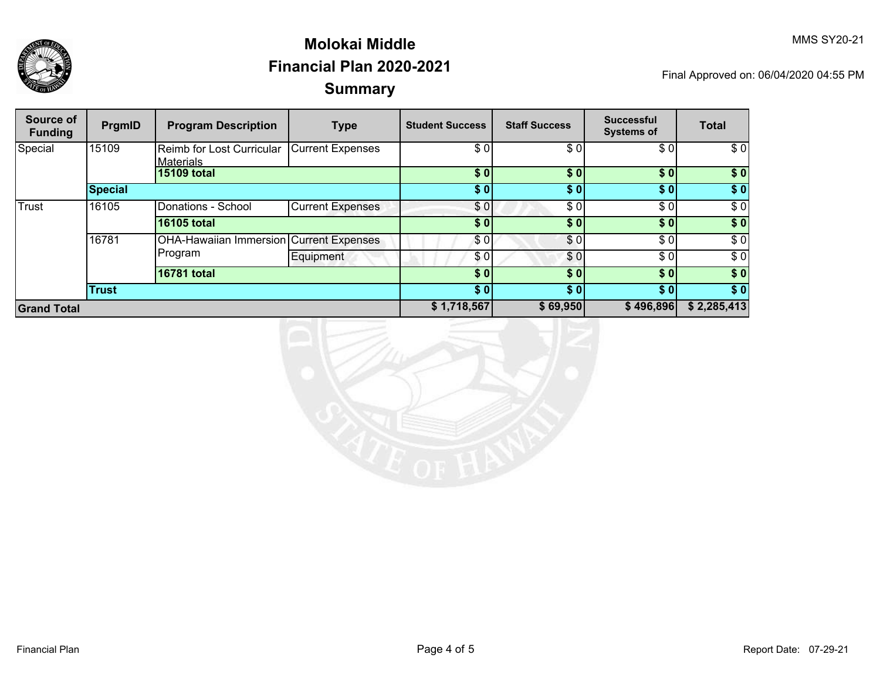# Molokai Middle
## Financial Plan 2020-2021
## Summary

MMS SY20-21

Final Approved on: 06/04/2020 04:55 PM

| Source of Funding | PrgmID | Program Description | Type | Student Success | Staff Success | Successful Systems of | Total |
|---|---|---|---|---|---|---|---|
| Special | 15109 | Reimb for Lost Curricular Materials | Current Expenses | $ 0 | $ 0 | $ 0 | $ 0 |
| | | **15109 total** | | **$ 0** | **$ 0** | **$ 0** | **$ 0** |
| | **Special** | | | **$ 0** | **$ 0** | **$ 0** | **$ 0** |
| Trust | 16105 | Donations - School | Current Expenses | $ 0 | $ 0 | $ 0 | $ 0 |
| | | **16105 total** | | **$ 0** | **$ 0** | **$ 0** | **$ 0** |
| | 16781 | OHA-Hawaiian Immersion Program | Current Expenses | $ 0 | $ 0 | $ 0 | $ 0 |
| | | | Equipment | $ 0 | $ 0 | $ 0 | $ 0 |
| | | **16781 total** | | **$ 0** | **$ 0** | **$ 0** | **$ 0** |
| | **Trust** | | | **$ 0** | **$ 0** | **$ 0** | **$ 0** |
| **Grand Total** | | | | **$ 1,718,567** | **$ 69,950** | **$ 496,896** | **$ 2,285,413** |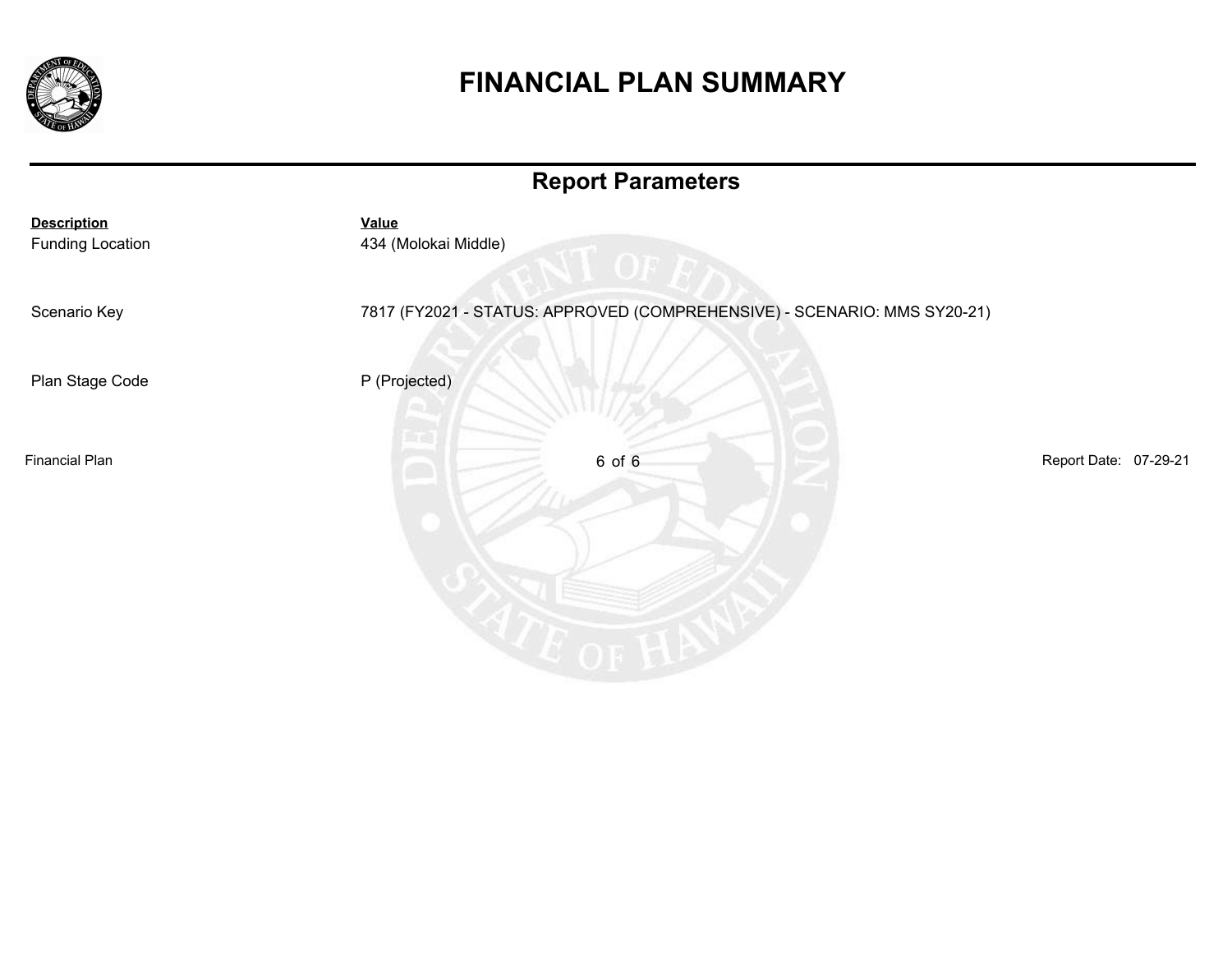# FINANCIAL PLAN SUMMARY

## Report Parameters

| Description | Value |
| --- | --- |
| Funding Location | 434 (Molokai Middle) |
| Scenario Key | 7817 (FY2021 - STATUS: APPROVED (COMPREHENSIVE) - SCENARIO: MMS SY20-21) |
| Plan Stage Code | P (Projected) |